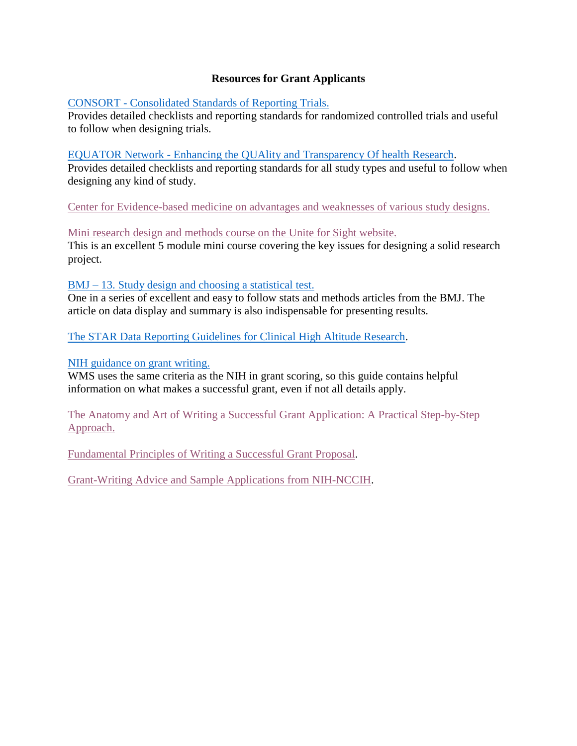# Resources for Grant Applicants

CONSORT - Consolidated Standards of Reporting Trials.
Provides detailed checklists and reporting standards for randomized controlled trials and useful to follow when designing trials.

EQUATOR Network - Enhancing the QUAlity and Transparency Of health Research.
Provides detailed checklists and reporting standards for all study types and useful to follow when designing any kind of study.

Center for Evidence-based medicine on advantages and weaknesses of various study designs.

Mini research design and methods course on the Unite for Sight website.
This is an excellent 5 module mini course covering the key issues for designing a solid research project.

BMJ – 13. Study design and choosing a statistical test.
One in a series of excellent and easy to follow stats and methods articles from the BMJ. The article on data display and summary is also indispensable for presenting results.

The STAR Data Reporting Guidelines for Clinical High Altitude Research.

NIH guidance on grant writing.
WMS uses the same criteria as the NIH in grant scoring, so this guide contains helpful information on what makes a successful grant, even if not all details apply.

The Anatomy and Art of Writing a Successful Grant Application: A Practical Step-by-Step Approach.

Fundamental Principles of Writing a Successful Grant Proposal.

Grant-Writing Advice and Sample Applications from NIH-NCCIH.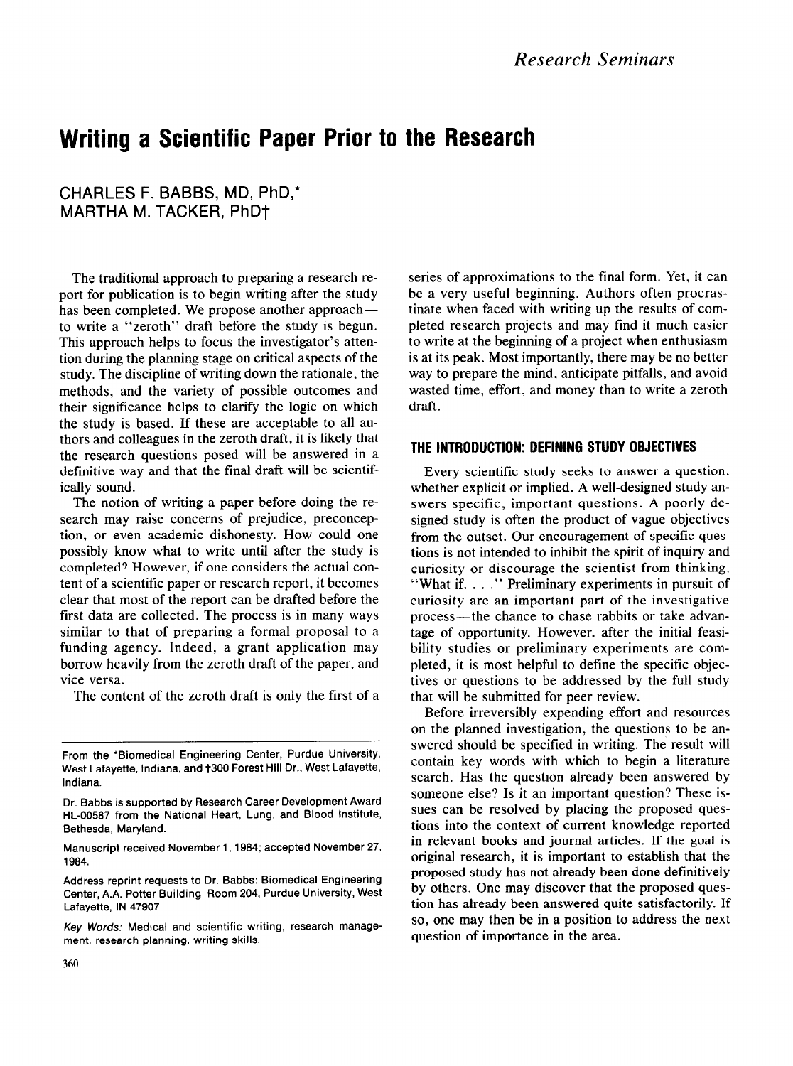# Writing a Scientific Paper Prior to the Research

CHARLES F. BABBS, MD, PhD,* MARTHA M. TACKER, PhD†

The traditional approach to preparing a research report for publication is to begin writing after the study has been completed. We propose another approach—to write a "zeroth" draft before the study is begun. This approach helps to focus the investigator's attention during the planning stage on critical aspects of the study. The discipline of writing down the rationale, the methods, and the variety of possible outcomes and their significance helps to clarify the logic on which the study is based. If these are acceptable to all authors and colleagues in the zeroth draft, it is likely that the research questions posed will be answered in a definitive way and that the final draft will be scientifically sound.

The notion of writing a paper before doing the research may raise concerns of prejudice, preconception, or even academic dishonesty. How could one possibly know what to write until after the study is completed? However, if one considers the actual content of a scientific paper or research report, it becomes clear that most of the report can be drafted before the first data are collected. The process is in many ways similar to that of preparing a formal proposal to a funding agency. Indeed, a grant application may borrow heavily from the zeroth draft of the paper, and vice versa.

The content of the zeroth draft is only the first of a series of approximations to the final form. Yet, it can be a very useful beginning. Authors often procrastinate when faced with writing up the results of completed research projects and may find it much easier to write at the beginning of a project when enthusiasm is at its peak. Most importantly, there may be no better way to prepare the mind, anticipate pitfalls, and avoid wasted time, effort, and money than to write a zeroth draft.

## THE INTRODUCTION: DEFINING STUDY OBJECTIVES

Every scientific study seeks to answer a question, whether explicit or implied. A well-designed study answers specific, important questions. A poorly designed study is often the product of vague objectives from the outset. Our encouragement of specific questions is not intended to inhibit the spirit of inquiry and curiosity or discourage the scientist from thinking, "What if. . . ." Preliminary experiments in pursuit of curiosity are an important part of the investigative process—the chance to chase rabbits or take advantage of opportunity. However, after the initial feasibility studies or preliminary experiments are completed, it is most helpful to define the specific objectives or questions to be addressed by the full study that will be submitted for peer review.

Before irreversibly expending effort and resources on the planned investigation, the questions to be answered should be specified in writing. The result will contain key words with which to begin a literature search. Has the question already been answered by someone else? Is it an important question? These issues can be resolved by placing the proposed questions into the context of current knowledge reported in relevant books and journal articles. If the goal is original research, it is important to establish that the proposed study has not already been done definitively by others. One may discover that the proposed question has already been answered quite satisfactorily. If so, one may then be in a position to address the next question of importance in the area.

---

From the *Biomedical Engineering Center, Purdue University, West Lafayette, Indiana, and †300 Forest Hill Dr., West Lafayette, Indiana.

Dr. Babbs is supported by Research Career Development Award HL-00587 from the National Heart, Lung, and Blood Institute, Bethesda, Maryland.

Manuscript received November 1, 1984; accepted November 27, 1984.

Address reprint requests to Dr. Babbs: Biomedical Engineering Center, A.A. Potter Building, Room 204, Purdue University, West Lafayette, IN 47907.

*Key Words:* Medical and scientific writing, research management, research planning, writing skills.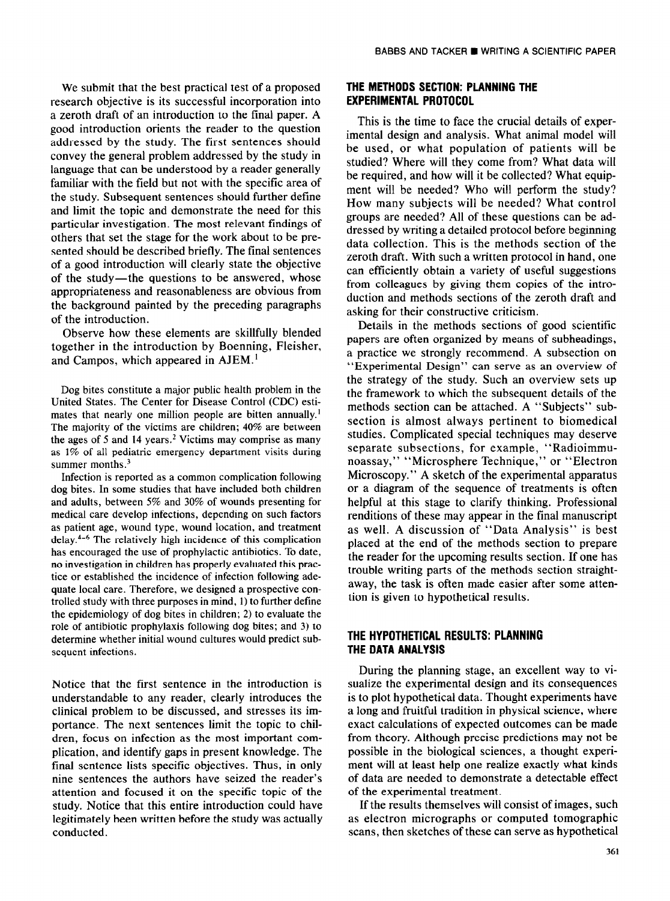We submit that the best practical test of a proposed research objective is its successful incorporation into a zeroth draft of an introduction to the final paper. A good introduction orients the reader to the question addressed by the study. The first sentences should convey the general problem addressed by the study in language that can be understood by a reader generally familiar with the field but not with the specific area of the study. Subsequent sentences should further define and limit the topic and demonstrate the need for this particular investigation. The most relevant findings of others that set the stage for the work about to be presented should be described briefly. The final sentences of a good introduction will clearly state the objective of the study—the questions to be answered, whose appropriateness and reasonableness are obvious from the background painted by the preceding paragraphs of the introduction.

Observe how these elements are skillfully blended together in the introduction by Boenning, Fleisher, and Campos, which appeared in AJEM.[1]

> Dog bites constitute a major public health problem in the United States. The Center for Disease Control (CDC) estimates that nearly one million people are bitten annually.[1] The majority of the victims are children; 40% are between the ages of 5 and 14 years.[2] Victims may comprise as many as 1% of all pediatric emergency department visits during summer months.[3]
>
> Infection is reported as a common complication following dog bites. In some studies that have included both children and adults, between 5% and 30% of wounds presenting for medical care develop infections, depending on such factors as patient age, wound type, wound location, and treatment delay.[4-6] The relatively high incidence of this complication has encouraged the use of prophylactic antibiotics. To date, no investigation in children has properly evaluated this practice or established the incidence of infection following adequate local care. Therefore, we designed a prospective controlled study with three purposes in mind, 1) to further define the epidemiology of dog bites in children; 2) to evaluate the role of antibiotic prophylaxis following dog bites; and 3) to determine whether initial wound cultures would predict subsequent infections.

Notice that the first sentence in the introduction is understandable to any reader, clearly introduces the clinical problem to be discussed, and stresses its importance. The next sentences limit the topic to children, focus on infection as the most important complication, and identify gaps in present knowledge. The final sentence lists specific objectives. Thus, in only nine sentences the authors have seized the reader's attention and focused it on the specific topic of the study. Notice that this entire introduction could have legitimately been written before the study was actually conducted.

## THE METHODS SECTION: PLANNING THE EXPERIMENTAL PROTOCOL

This is the time to face the crucial details of experimental design and analysis. What animal model will be used, or what population of patients will be studied? Where will they come from? What data will be required, and how will it be collected? What equipment will be needed? Who will perform the study? How many subjects will be needed? What control groups are needed? All of these questions can be addressed by writing a detailed protocol before beginning data collection. This is the methods section of the zeroth draft. With such a written protocol in hand, one can efficiently obtain a variety of useful suggestions from colleagues by giving them copies of the introduction and methods sections of the zeroth draft and asking for their constructive criticism.

Details in the methods sections of good scientific papers are often organized by means of subheadings, a practice we strongly recommend. A subsection on "Experimental Design" can serve as an overview of the strategy of the study. Such an overview sets up the framework to which the subsequent details of the methods section can be attached. A "Subjects" subsection is almost always pertinent to biomedical studies. Complicated special techniques may deserve separate subsections, for example, "Radioimmunoassay," "Microsphere Technique," or "Electron Microscopy." A sketch of the experimental apparatus or a diagram of the sequence of treatments is often helpful at this stage to clarify thinking. Professional renditions of these may appear in the final manuscript as well. A discussion of "Data Analysis" is best placed at the end of the methods section to prepare the reader for the upcoming results section. If one has trouble writing parts of the methods section straightaway, the task is often made easier after some attention is given to hypothetical results.

## THE HYPOTHETICAL RESULTS: PLANNING THE DATA ANALYSIS

During the planning stage, an excellent way to visualize the experimental design and its consequences is to plot hypothetical data. Thought experiments have a long and fruitful tradition in physical science, where exact calculations of expected outcomes can be made from theory. Although precise predictions may not be possible in the biological sciences, a thought experiment will at least help one realize exactly what kinds of data are needed to demonstrate a detectable effect of the experimental treatment.

If the results themselves will consist of images, such as electron micrographs or computed tomographic scans, then sketches of these can serve as hypothetical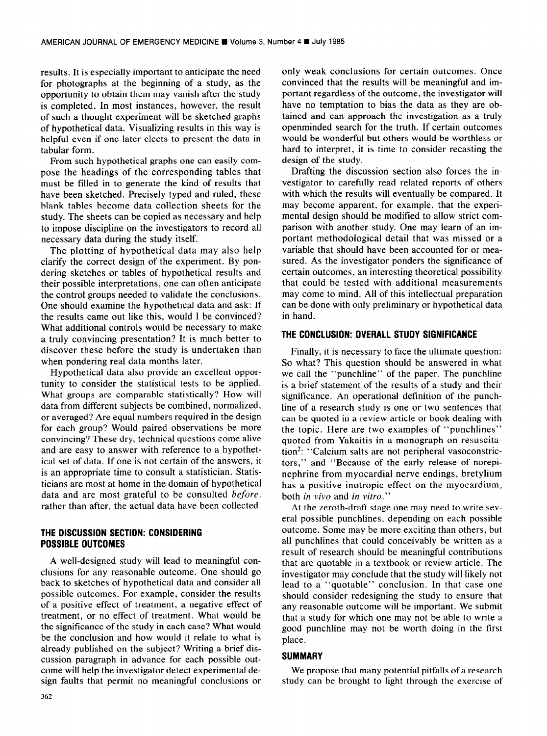results. It is especially important to anticipate the need for photographs at the beginning of a study, as the opportunity to obtain them may vanish after the study is completed. In most instances, however, the result of such a thought experiment will be sketched graphs of hypothetical data. Visualizing results in this way is helpful even if one later elects to present the data in tabular form.

From such hypothetical graphs one can easily compose the headings of the corresponding tables that must be filled in to generate the kind of results that have been sketched. Precisely typed and ruled, these blank tables become data collection sheets for the study. The sheets can be copied as necessary and help to impose discipline on the investigators to record all necessary data during the study itself.

The plotting of hypothetical data may also help clarify the correct design of the experiment. By pondering sketches or tables of hypothetical results and their possible interpretations, one can often anticipate the control groups needed to validate the conclusions. One should examine the hypothetical data and ask: If the results came out like this, would I be convinced? What additional controls would be necessary to make a truly convincing presentation? It is much better to discover these before the study is undertaken than when pondering real data months later.

Hypothetical data also provide an excellent opportunity to consider the statistical tests to be applied. What groups are comparable statistically? How will data from different subjects be combined, normalized, or averaged? Are equal numbers required in the design for each group? Would paired observations be more convincing? These dry, technical questions come alive and are easy to answer with reference to a hypothetical set of data. If one is not certain of the answers, it is an appropriate time to consult a statistician. Statisticians are most at home in the domain of hypothetical data and are most grateful to be consulted *before*, rather than after, the actual data have been collected.

## THE DISCUSSION SECTION: CONSIDERING POSSIBLE OUTCOMES

A well-designed study will lead to meaningful conclusions for any reasonable outcome. One should go back to sketches of hypothetical data and consider all possible outcomes. For example, consider the results of a positive effect of treatment, a negative effect of treatment, or no effect of treatment. What would be the significance of the study in each case? What would be the conclusion and how would it relate to what is already published on the subject? Writing a brief discussion paragraph in advance for each possible outcome will help the investigator detect experimental design faults that permit no meaningful conclusions or only weak conclusions for certain outcomes. Once convinced that the results will be meaningful and important regardless of the outcome, the investigator will have no temptation to bias the data as they are obtained and can approach the investigation as a truly openminded search for the truth. If certain outcomes would be wonderful but others would be worthless or hard to interpret, it is time to consider recasting the design of the study.

Drafting the discussion section also forces the investigator to carefully read related reports of others with which the results will eventually be compared. It may become apparent, for example, that the experimental design should be modified to allow strict comparison with another study. One may learn of an important methodological detail that was missed or a variable that should have been accounted for or measured. As the investigator ponders the significance of certain outcomes, an interesting theoretical possibility that could be tested with additional measurements may come to mind. All of this intellectual preparation can be done with only preliminary or hypothetical data in hand.

## THE CONCLUSION: OVERALL STUDY SIGNIFICANCE

Finally, it is necessary to face the ultimate question: So what? This question should be answered in what we call the "punchline" of the paper. The punchline is a brief statement of the results of a study and their significance. An operational definition of the punchline of a research study is one or two sentences that can be quoted in a review article or book dealing with the topic. Here are two examples of "punchlines" quoted from Yakaitis in a monograph on resuscitation[2]: "Calcium salts are not peripheral vasoconstrictors," and "Because of the early release of norepinephrine from myocardial nerve endings, bretylium has a positive inotropic effect on the myocardium, both *in vivo* and *in vitro*."

At the zeroth-draft stage one may need to write several possible punchlines, depending on each possible outcome. Some may be more exciting than others, but all punchlines that could conceivably be written as a result of research should be meaningful contributions that are quotable in a textbook or review article. The investigator may conclude that the study will likely not lead to a "quotable" conclusion. In that case one should consider redesigning the study to ensure that any reasonable outcome will be important. We submit that a study for which one may not be able to write a good punchline may not be worth doing in the first place.

## SUMMARY

We propose that many potential pitfalls of a research study can be brought to light through the exercise of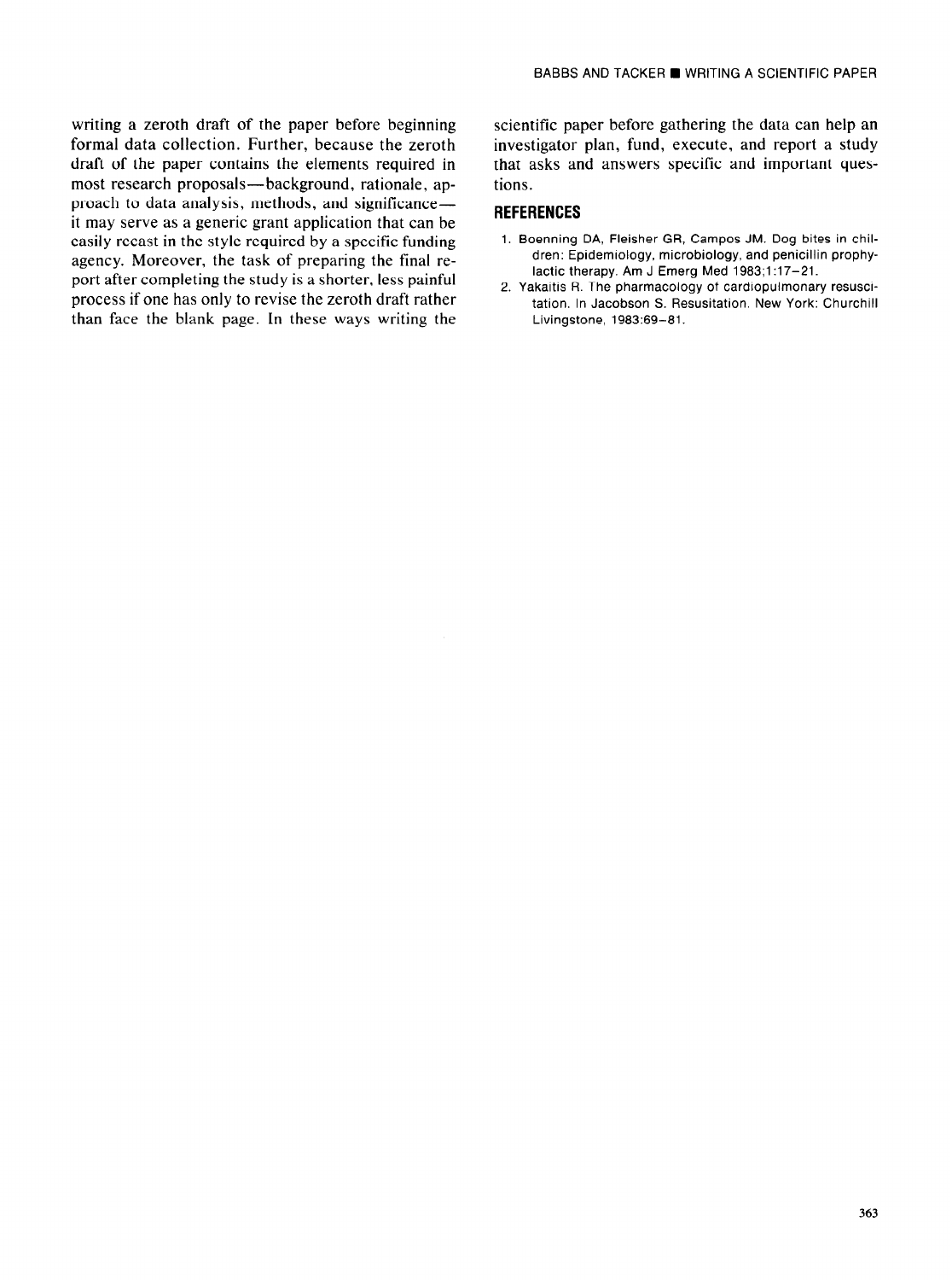writing a zeroth draft of the paper before beginning formal data collection. Further, because the zeroth draft of the paper contains the elements required in most research proposals—background, rationale, approach to data analysis, methods, and significance—it may serve as a generic grant application that can be easily recast in the style required by a specific funding agency. Moreover, the task of preparing the final report after completing the study is a shorter, less painful process if one has only to revise the zeroth draft rather than face the blank page. In these ways writing the scientific paper before gathering the data can help an investigator plan, fund, execute, and report a study that asks and answers specific and important questions.

## REFERENCES

1. Boenning DA, Fleisher GR, Campos JM. Dog bites in children: Epidemiology, microbiology, and penicillin prophylactic therapy. Am J Emerg Med 1983;1:17–21.
2. Yakaitis R. The pharmacology of cardiopulmonary resuscitation. In Jacobson S. Resusitation. New York: Churchill Livingstone, 1983:69–81.